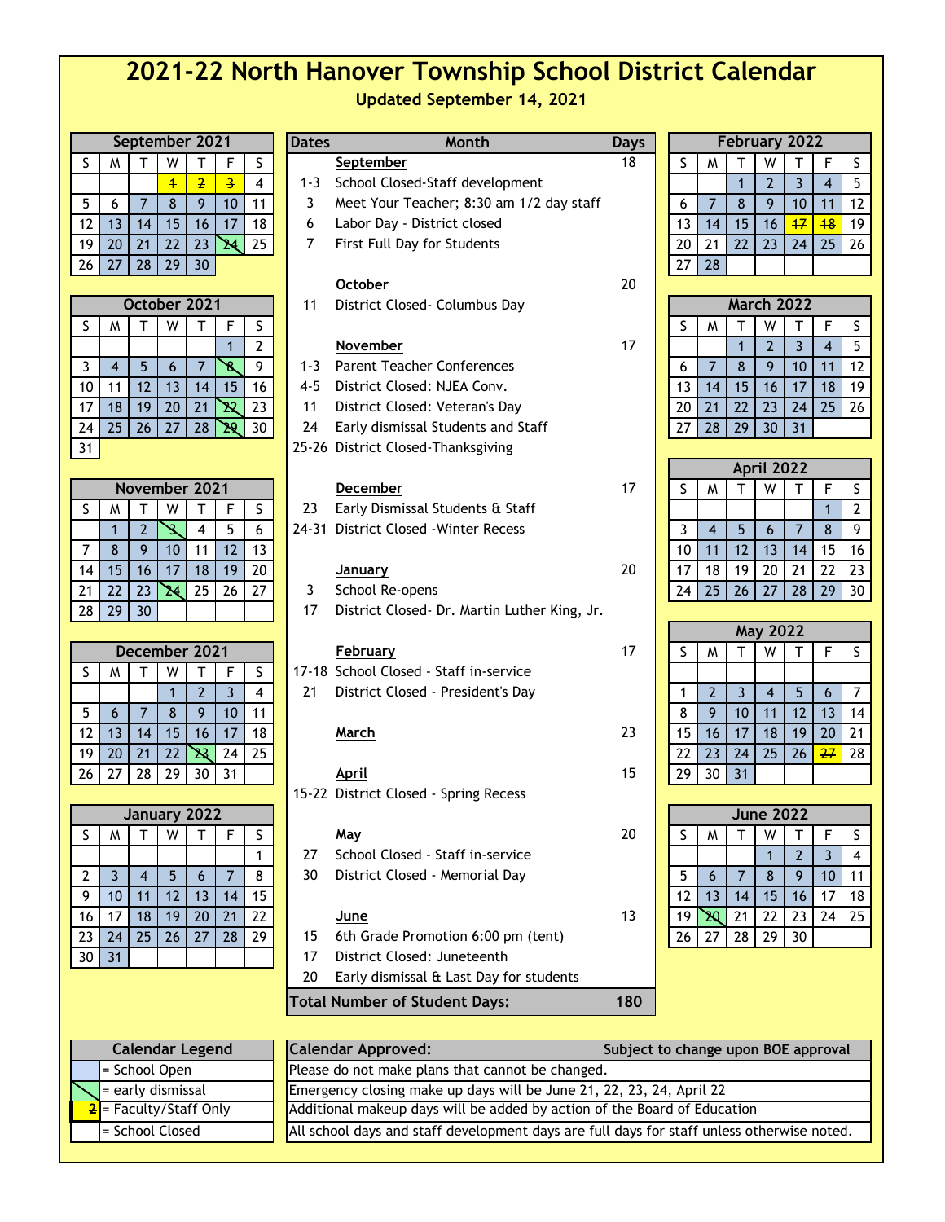# 2021-22 North Hanover Township School District Calendar

**Updated September 14, 2021**

### September 2021

| S | M | T | W | T | F | S |
|---|---|---|---|---|---|---|
| | | | 1 | 2 | 3 | 4 |
| 5 | 6 | 7 | 8 | 9 | 10 | 11 |
| 12 | 13 | 14 | 15 | 16 | 17 | 18 |
| 19 | 20 | 21 | 22 | 23 | 24 | 25 |
| 26 | 27 | 28 | 29 | 30 | | |

### October 2021

| S | M | T | W | T | F | S |
|---|---|---|---|---|---|---|
| | | | | | 1 | 2 |
| 3 | 4 | 5 | 6 | 7 | 8 | 9 |
| 10 | 11 | 12 | 13 | 14 | 15 | 16 |
| 17 | 18 | 19 | 20 | 21 | 22 | 23 |
| 24 | 25 | 26 | 27 | 28 | 29 | 30 |
| 31 | | | | | | |

### November 2021

| S | M | T | W | T | F | S |
|---|---|---|---|---|---|---|
| | 1 | 2 | 3 | 4 | 5 | 6 |
| 7 | 8 | 9 | 10 | 11 | 12 | 13 |
| 14 | 15 | 16 | 17 | 18 | 19 | 20 |
| 21 | 22 | 23 | 24 | 25 | 26 | 27 |
| 28 | 29 | 30 | | | | |

### December 2021

| S | M | T | W | T | F | S |
|---|---|---|---|---|---|---|
| | | | 1 | 2 | 3 | 4 |
| 5 | 6 | 7 | 8 | 9 | 10 | 11 |
| 12 | 13 | 14 | 15 | 16 | 17 | 18 |
| 19 | 20 | 21 | 22 | 23 | 24 | 25 |
| 26 | 27 | 28 | 29 | 30 | 31 | |

### January 2022

| S | M | T | W | T | F | S |
|---|---|---|---|---|---|---|
| | | | | | | 1 |
| 2 | 3 | 4 | 5 | 6 | 7 | 8 |
| 9 | 10 | 11 | 12 | 13 | 14 | 15 |
| 16 | 17 | 18 | 19 | 20 | 21 | 22 |
| 23 | 24 | 25 | 26 | 27 | 28 | 29 |
| 30 | 31 | | | | | |

| Dates | Month | Days |
|---|---|---|
| | **September** | 18 |
| 1-3 | School Closed-Staff development | |
| 3 | Meet Your Teacher; 8:30 am 1/2 day staff | |
| 6 | Labor Day - District closed | |
| 7 | First Full Day for Students | |
| | **October** | 20 |
| 11 | District Closed- Columbus Day | |
| | **November** | 17 |
| 1-3 | Parent Teacher Conferences | |
| 4-5 | District Closed: NJEA Conv. | |
| 11 | District Closed: Veteran's Day | |
| 24 | Early dismissal Students and Staff | |
| 25-26 | District Closed-Thanksgiving | |
| | **December** | 17 |
| 23 | Early Dismissal Students & Staff | |
| 24-31 | District Closed -Winter Recess | |
| | **January** | 20 |
| 3 | School Re-opens | |
| 17 | District Closed- Dr. Martin Luther King, Jr. | |
| | **February** | 17 |
| 17-18 | School Closed - Staff in-service | |
| 21 | District Closed - President's Day | |
| | **March** | 23 |
| | **April** | 15 |
| 15-22 | District Closed - Spring Recess | |
| | **May** | 20 |
| 27 | School Closed - Staff in-service | |
| 30 | District Closed - Memorial Day | |
| | **June** | 13 |
| 15 | 6th Grade Promotion 6:00 pm (tent) | |
| 17 | District Closed: Juneteenth | |
| 20 | Early dismissal & Last Day for students | |
| **Total Number of Student Days:** | | **180** |

### February 2022

| S | M | T | W | T | F | S |
|---|---|---|---|---|---|---|
| | | 1 | 2 | 3 | 4 | 5 |
| 6 | 7 | 8 | 9 | 10 | 11 | 12 |
| 13 | 14 | 15 | 16 | 17 | 18 | 19 |
| 20 | 21 | 22 | 23 | 24 | 25 | 26 |
| 27 | 28 | | | | | |

### March 2022

| S | M | T | W | T | F | S |
|---|---|---|---|---|---|---|
| | | 1 | 2 | 3 | 4 | 5 |
| 6 | 7 | 8 | 9 | 10 | 11 | 12 |
| 13 | 14 | 15 | 16 | 17 | 18 | 19 |
| 20 | 21 | 22 | 23 | 24 | 25 | 26 |
| 27 | 28 | 29 | 30 | 31 | | |

### April 2022

| S | M | T | W | T | F | S |
|---|---|---|---|---|---|---|
| | | | | | 1 | 2 |
| 3 | 4 | 5 | 6 | 7 | 8 | 9 |
| 10 | 11 | 12 | 13 | 14 | 15 | 16 |
| 17 | 18 | 19 | 20 | 21 | 22 | 23 |
| 24 | 25 | 26 | 27 | 28 | 29 | 30 |

### May 2022

| S | M | T | W | T | F | S |
|---|---|---|---|---|---|---|
| | | | | | | |
| 1 | 2 | 3 | 4 | 5 | 6 | 7 |
| 8 | 9 | 10 | 11 | 12 | 13 | 14 |
| 15 | 16 | 17 | 18 | 19 | 20 | 21 |
| 22 | 23 | 24 | 25 | 26 | 27 | 28 |
| 29 | 30 | 31 | | | | |

### June 2022

| S | M | T | W | T | F | S |
|---|---|---|---|---|---|---|
| | | | 1 | 2 | 3 | 4 |
| 5 | 6 | 7 | 8 | 9 | 10 | 11 |
| 12 | 13 | 14 | 15 | 16 | 17 | 18 |
| 19 | 20 | 21 | 22 | 23 | 24 | 25 |
| 26 | 27 | 28 | 29 | 30 | | |

| Calendar Legend | |
|---|---|
| (blue) | = School Open |
| (green, slashed) | = early dismissal |
| (yellow, struck) 2 | = Faculty/Staff Only |
| (blank) | = School Closed |

| Calendar Approved: Subject to change upon BOE approval |
|---|
| Please do not make plans that cannot be changed. |
| Emergency closing make up days will be June 21, 22, 23, 24, April 22 |
| Additional makeup days will be added by action of the Board of Education |
| All school days and staff development days are full days for staff unless otherwise noted. |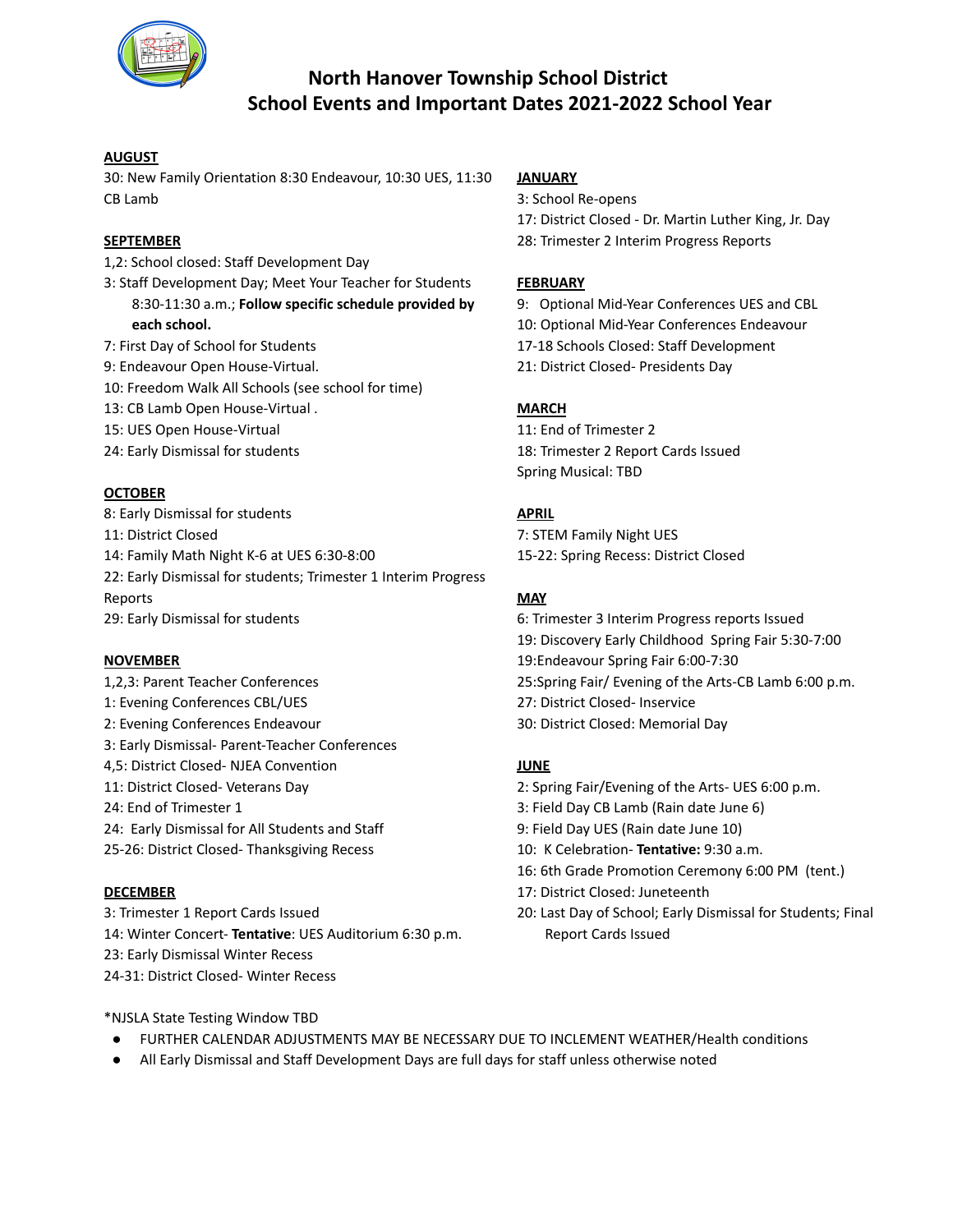# North Hanover Township School District
## School Events and Important Dates 2021-2022 School Year

**AUGUST**

30: New Family Orientation 8:30 Endeavour, 10:30 UES, 11:30 CB Lamb

**SEPTEMBER**

1,2: School closed: Staff Development Day
3: Staff Development Day; Meet Your Teacher for Students 8:30-11:30 a.m.; **Follow specific schedule provided by each school.**
7: First Day of School for Students
9: Endeavour Open House-Virtual.
10: Freedom Walk All Schools (see school for time)
13: CB Lamb Open House-Virtual .
15: UES Open House-Virtual
24: Early Dismissal for students

**OCTOBER**

8: Early Dismissal for students
11: District Closed
14: Family Math Night K-6 at UES 6:30-8:00
22: Early Dismissal for students; Trimester 1 Interim Progress Reports
29: Early Dismissal for students

**NOVEMBER**

1,2,3: Parent Teacher Conferences
1: Evening Conferences CBL/UES
2: Evening Conferences Endeavour
3: Early Dismissal- Parent-Teacher Conferences
4,5: District Closed- NJEA Convention
11: District Closed- Veterans Day
24: End of Trimester 1
24: Early Dismissal for All Students and Staff
25-26: District Closed- Thanksgiving Recess

**DECEMBER**

3: Trimester 1 Report Cards Issued
14: Winter Concert- **Tentative**: UES Auditorium 6:30 p.m.
23: Early Dismissal Winter Recess
24-31: District Closed- Winter Recess

**JANUARY**

3: School Re-opens
17: District Closed - Dr. Martin Luther King, Jr. Day
28: Trimester 2 Interim Progress Reports

**FEBRUARY**

9: Optional Mid-Year Conferences UES and CBL
10: Optional Mid-Year Conferences Endeavour
17-18 Schools Closed: Staff Development
21: District Closed- Presidents Day

**MARCH**

11: End of Trimester 2
18: Trimester 2 Report Cards Issued
Spring Musical: TBD

**APRIL**

7: STEM Family Night UES
15-22: Spring Recess: District Closed

**MAY**

6: Trimester 3 Interim Progress reports Issued
19: Discovery Early Childhood Spring Fair 5:30-7:00
19:Endeavour Spring Fair 6:00-7:30
25:Spring Fair/ Evening of the Arts-CB Lamb 6:00 p.m.
27: District Closed- Inservice
30: District Closed: Memorial Day

**JUNE**

2: Spring Fair/Evening of the Arts- UES 6:00 p.m.
3: Field Day CB Lamb (Rain date June 6)
9: Field Day UES (Rain date June 10)
10: K Celebration- **Tentative:** 9:30 a.m.
16: 6th Grade Promotion Ceremony 6:00 PM (tent.)
17: District Closed: Juneteenth
20: Last Day of School; Early Dismissal for Students; Final Report Cards Issued

*NJSLA State Testing Window TBD

- FURTHER CALENDAR ADJUSTMENTS MAY BE NECESSARY DUE TO INCLEMENT WEATHER/Health conditions
- All Early Dismissal and Staff Development Days are full days for staff unless otherwise noted